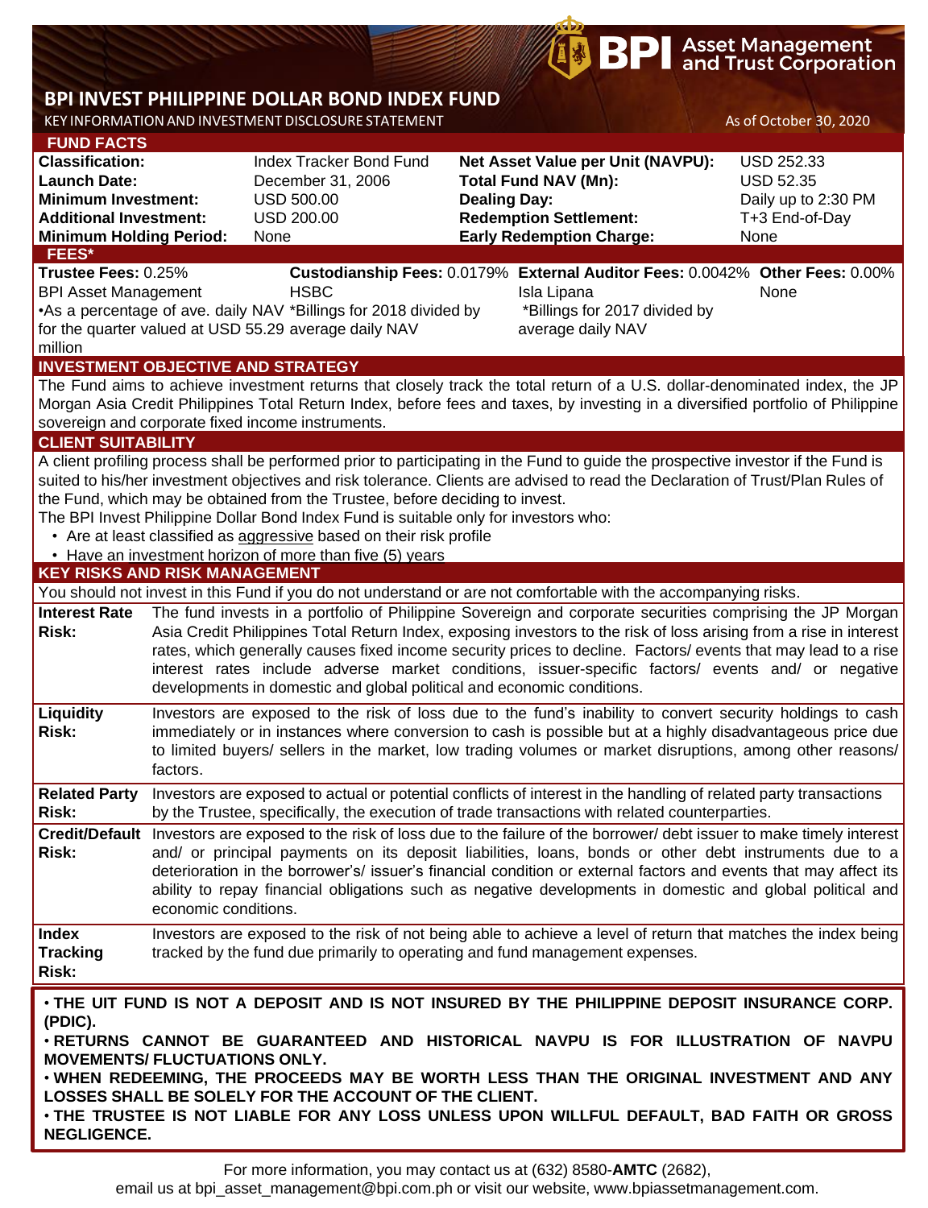BPI Asset Management and Trust Corporation

# BPI INVEST PHILIPPINE DOLLAR BOND INDEX FUND

KEY INFORMATION AND INVESTMENT DISCLOSURE STATEMENT

As of October 30, 2020

## FUND FACTS

| | | | |
|---|---|---|---|
| **Classification:** | Index Tracker Bond Fund | **Net Asset Value per Unit (NAVPU):** | USD 252.33 |
| **Launch Date:** | December 31, 2006 | **Total Fund NAV (Mn):** | USD 52.35 |
| **Minimum Investment:** | USD 500.00 | **Dealing Day:** | Daily up to 2:30 PM |
| **Additional Investment:** | USD 200.00 | **Redemption Settlement:** | T+3 End-of-Day |
| **Minimum Holding Period:** | None | **Early Redemption Charge:** | None |

## FEES*

| **Trustee Fees:** 0.25% | **Custodianship Fees:** 0.0179% | **External Auditor Fees:** 0.0042% | **Other Fees:** 0.00% |
|---|---|---|---|
| BPI Asset Management | HSBC | Isla Lipana | None |
| •As a percentage of ave. daily NAV for the quarter valued at USD 55.29 million | *Billings for 2018 divided by average daily NAV | *Billings for 2017 divided by average daily NAV | |

## INVESTMENT OBJECTIVE AND STRATEGY

The Fund aims to achieve investment returns that closely track the total return of a U.S. dollar-denominated index, the JP Morgan Asia Credit Philippines Total Return Index, before fees and taxes, by investing in a diversified portfolio of Philippine sovereign and corporate fixed income instruments.

## CLIENT SUITABILITY

A client profiling process shall be performed prior to participating in the Fund to guide the prospective investor if the Fund is suited to his/her investment objectives and risk tolerance. Clients are advised to read the Declaration of Trust/Plan Rules of the Fund, which may be obtained from the Trustee, before deciding to invest.

The BPI Invest Philippine Dollar Bond Index Fund is suitable only for investors who:

- Are at least classified as aggressive based on their risk profile
- Have an investment horizon of more than five (5) years

## KEY RISKS AND RISK MANAGEMENT

You should not invest in this Fund if you do not understand or are not comfortable with the accompanying risks.

| | |
|---|---|
| **Interest Rate Risk:** | The fund invests in a portfolio of Philippine Sovereign and corporate securities comprising the JP Morgan Asia Credit Philippines Total Return Index, exposing investors to the risk of loss arising from a rise in interest rates, which generally causes fixed income security prices to decline. Factors/ events that may lead to a rise interest rates include adverse market conditions, issuer-specific factors/ events and/ or negative developments in domestic and global political and economic conditions. |
| **Liquidity Risk:** | Investors are exposed to the risk of loss due to the fund's inability to convert security holdings to cash immediately or in instances where conversion to cash is possible but at a highly disadvantageous price due to limited buyers/ sellers in the market, low trading volumes or market disruptions, among other reasons/ factors. |
| **Related Party Risk:** | Investors are exposed to actual or potential conflicts of interest in the handling of related party transactions by the Trustee, specifically, the execution of trade transactions with related counterparties. |
| **Credit/Default Risk:** | Investors are exposed to the risk of loss due to the failure of the borrower/ debt issuer to make timely interest and/ or principal payments on its deposit liabilities, loans, bonds or other debt instruments due to a deterioration in the borrower's/ issuer's financial condition or external factors and events that may affect its ability to repay financial obligations such as negative developments in domestic and global political and economic conditions. |
| **Index Tracking Risk:** | Investors are exposed to the risk of not being able to achieve a level of return that matches the index being tracked by the fund due primarily to operating and fund management expenses. |

- **THE UIT FUND IS NOT A DEPOSIT AND IS NOT INSURED BY THE PHILIPPINE DEPOSIT INSURANCE CORP. (PDIC).**
- **RETURNS CANNOT BE GUARANTEED AND HISTORICAL NAVPU IS FOR ILLUSTRATION OF NAVPU MOVEMENTS/ FLUCTUATIONS ONLY.**
- **WHEN REDEEMING, THE PROCEEDS MAY BE WORTH LESS THAN THE ORIGINAL INVESTMENT AND ANY LOSSES SHALL BE SOLELY FOR THE ACCOUNT OF THE CLIENT.**
- **THE TRUSTEE IS NOT LIABLE FOR ANY LOSS UNLESS UPON WILLFUL DEFAULT, BAD FAITH OR GROSS NEGLIGENCE.**

For more information, you may contact us at (632) 8580-**AMTC** (2682), email us at bpi_asset_management@bpi.com.ph or visit our website, www.bpiassetmanagement.com.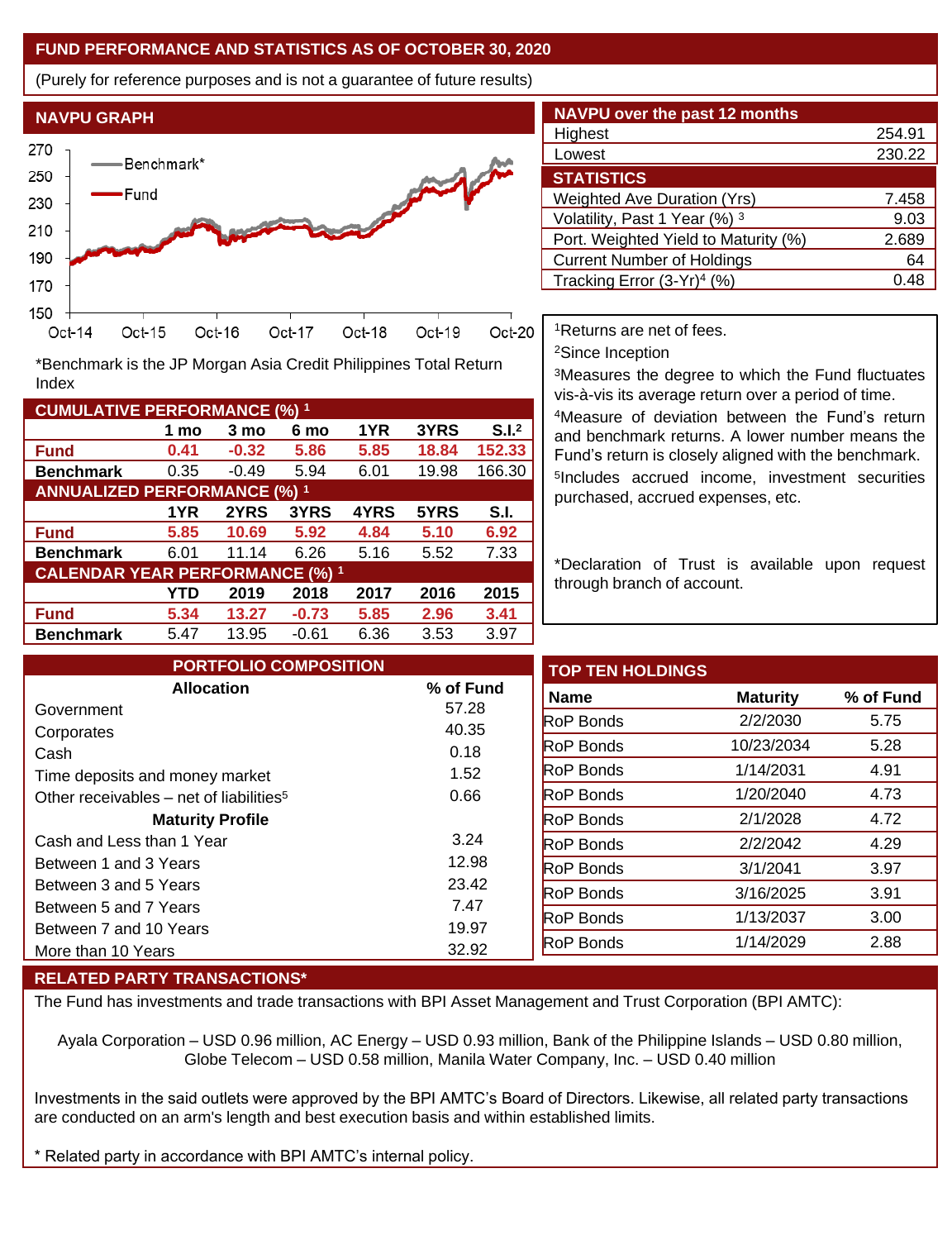## FUND PERFORMANCE AND STATISTICS AS OF OCTOBER 30, 2020

(Purely for reference purposes and is not a guarantee of future results)

### NAVPU GRAPH

*Benchmark is the JP Morgan Asia Credit Philippines Total Return Index

### NAVPU over the past 12 months

| | |
|---|---|
| Highest | 254.91 |
| Lowest | 230.22 |

### STATISTICS

| | |
|---|---|
| Weighted Ave Duration (Yrs) | 7.458 |
| Volatility, Past 1 Year (%) [3] | 9.03 |
| Port. Weighted Yield to Maturity (%) | 2.689 |
| Current Number of Holdings | 64 |
| Tracking Error (3-Yr)[4] (%) | 0.48 |

### CUMULATIVE PERFORMANCE (%) [1]

| | 1 mo | 3 mo | 6 mo | 1YR | 3YRS | S.I.[2] |
|---|---|---|---|---|---|---|
| **Fund** | **0.41** | **-0.32** | **5.86** | **5.85** | **18.84** | **152.33** |
| **Benchmark** | 0.35 | -0.49 | 5.94 | 6.01 | 19.98 | 166.30 |

### ANNUALIZED PERFORMANCE (%) [1]

| | 1YR | 2YRS | 3YRS | 4YRS | 5YRS | S.I. |
|---|---|---|---|---|---|---|
| **Fund** | **5.85** | **10.69** | **5.92** | **4.84** | **5.10** | **6.92** |
| **Benchmark** | 6.01 | 11.14 | 6.26 | 5.16 | 5.52 | 7.33 |

### CALENDAR YEAR PERFORMANCE (%) [1]

| | YTD | 2019 | 2018 | 2017 | 2016 | 2015 |
|---|---|---|---|---|---|---|
| **Fund** | **5.34** | **13.27** | **-0.73** | **5.85** | **2.96** | **3.41** |
| **Benchmark** | 5.47 | 13.95 | -0.61 | 6.36 | 3.53 | 3.97 |

[1]Returns are net of fees.

[2]Since Inception

[3]Measures the degree to which the Fund fluctuates vis-à-vis its average return over a period of time.

[4]Measure of deviation between the Fund's return and benchmark returns. A lower number means the Fund's return is closely aligned with the benchmark.

[5]Includes accrued income, investment securities purchased, accrued expenses, etc.

*Declaration of Trust is available upon request through branch of account.

### PORTFOLIO COMPOSITION

| Allocation | % of Fund |
|---|---|
| Government | 57.28 |
| Corporates | 40.35 |
| Cash | 0.18 |
| Time deposits and money market | 1.52 |
| Other receivables – net of liabilities[5] | 0.66 |
| **Maturity Profile** | |
| Cash and Less than 1 Year | 3.24 |
| Between 1 and 3 Years | 12.98 |
| Between 3 and 5 Years | 23.42 |
| Between 5 and 7 Years | 7.47 |
| Between 7 and 10 Years | 19.97 |
| More than 10 Years | 32.92 |

### TOP TEN HOLDINGS

| Name | Maturity | % of Fund |
|---|---|---|
| RoP Bonds | 2/2/2030 | 5.75 |
| RoP Bonds | 10/23/2034 | 5.28 |
| RoP Bonds | 1/14/2031 | 4.91 |
| RoP Bonds | 1/20/2040 | 4.73 |
| RoP Bonds | 2/1/2028 | 4.72 |
| RoP Bonds | 2/2/2042 | 4.29 |
| RoP Bonds | 3/1/2041 | 3.97 |
| RoP Bonds | 3/16/2025 | 3.91 |
| RoP Bonds | 1/13/2037 | 3.00 |
| RoP Bonds | 1/14/2029 | 2.88 |

### RELATED PARTY TRANSACTIONS*

The Fund has investments and trade transactions with BPI Asset Management and Trust Corporation (BPI AMTC):

Ayala Corporation – USD 0.96 million, AC Energy – USD 0.93 million, Bank of the Philippine Islands – USD 0.80 million, Globe Telecom – USD 0.58 million, Manila Water Company, Inc. – USD 0.40 million

Investments in the said outlets were approved by the BPI AMTC's Board of Directors. Likewise, all related party transactions are conducted on an arm's length and best execution basis and within established limits.

* Related party in accordance with BPI AMTC's internal policy.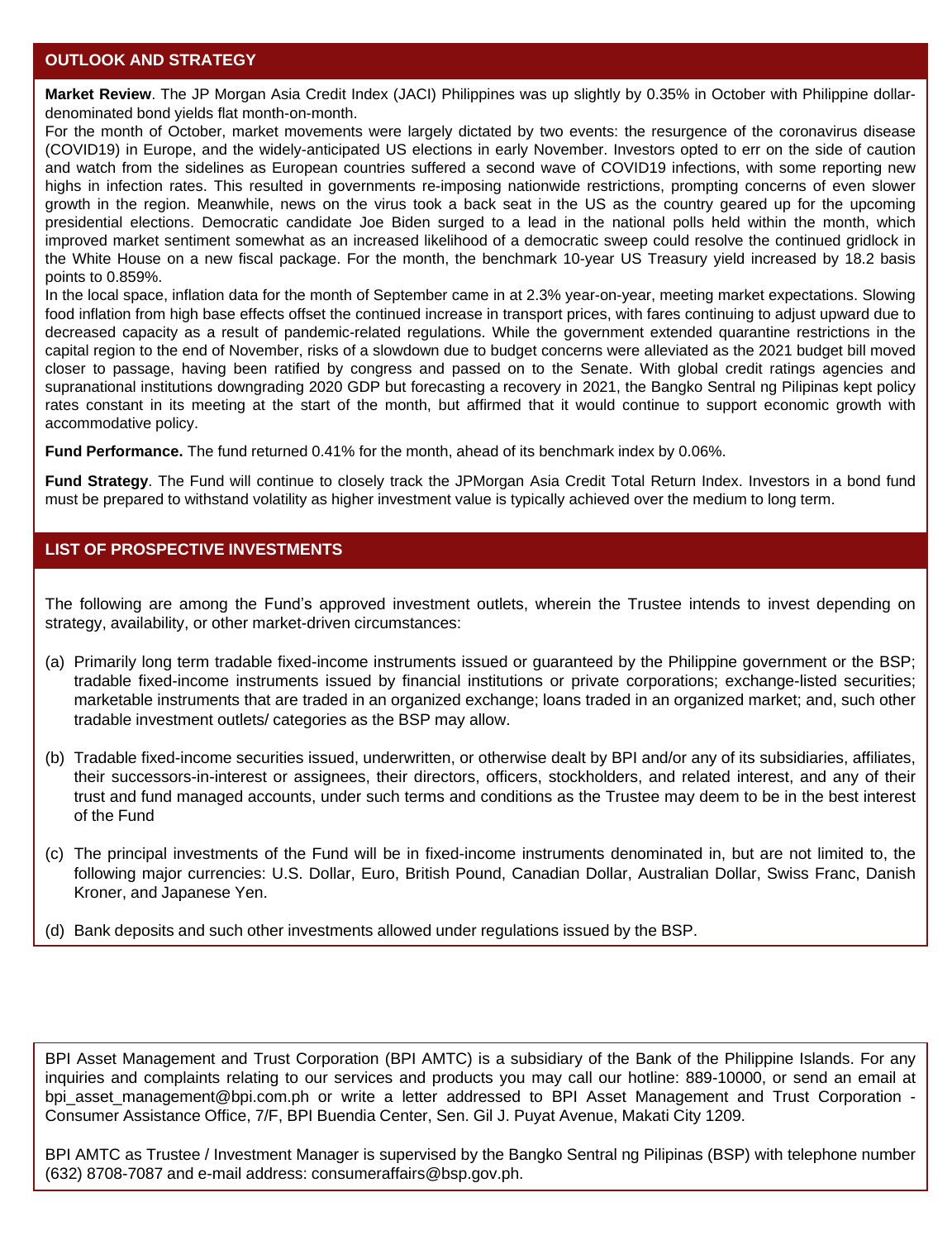## OUTLOOK AND STRATEGY

**Market Review**. The JP Morgan Asia Credit Index (JACI) Philippines was up slightly by 0.35% in October with Philippine dollar-denominated bond yields flat month-on-month.

For the month of October, market movements were largely dictated by two events: the resurgence of the coronavirus disease (COVID19) in Europe, and the widely-anticipated US elections in early November. Investors opted to err on the side of caution and watch from the sidelines as European countries suffered a second wave of COVID19 infections, with some reporting new highs in infection rates. This resulted in governments re-imposing nationwide restrictions, prompting concerns of even slower growth in the region. Meanwhile, news on the virus took a back seat in the US as the country geared up for the upcoming presidential elections. Democratic candidate Joe Biden surged to a lead in the national polls held within the month, which improved market sentiment somewhat as an increased likelihood of a democratic sweep could resolve the continued gridlock in the White House on a new fiscal package. For the month, the benchmark 10-year US Treasury yield increased by 18.2 basis points to 0.859%.

In the local space, inflation data for the month of September came in at 2.3% year-on-year, meeting market expectations. Slowing food inflation from high base effects offset the continued increase in transport prices, with fares continuing to adjust upward due to decreased capacity as a result of pandemic-related regulations. While the government extended quarantine restrictions in the capital region to the end of November, risks of a slowdown due to budget concerns were alleviated as the 2021 budget bill moved closer to passage, having been ratified by congress and passed on to the Senate. With global credit ratings agencies and supranational institutions downgrading 2020 GDP but forecasting a recovery in 2021, the Bangko Sentral ng Pilipinas kept policy rates constant in its meeting at the start of the month, but affirmed that it would continue to support economic growth with accommodative policy.

**Fund Performance.** The fund returned 0.41% for the month, ahead of its benchmark index by 0.06%.

**Fund Strategy**. The Fund will continue to closely track the JPMorgan Asia Credit Total Return Index. Investors in a bond fund must be prepared to withstand volatility as higher investment value is typically achieved over the medium to long term.

## LIST OF PROSPECTIVE INVESTMENTS

The following are among the Fund's approved investment outlets, wherein the Trustee intends to invest depending on strategy, availability, or other market-driven circumstances:

(a) Primarily long term tradable fixed-income instruments issued or guaranteed by the Philippine government or the BSP; tradable fixed-income instruments issued by financial institutions or private corporations; exchange-listed securities; marketable instruments that are traded in an organized exchange; loans traded in an organized market; and, such other tradable investment outlets/ categories as the BSP may allow.

(b) Tradable fixed-income securities issued, underwritten, or otherwise dealt by BPI and/or any of its subsidiaries, affiliates, their successors-in-interest or assignees, their directors, officers, stockholders, and related interest, and any of their trust and fund managed accounts, under such terms and conditions as the Trustee may deem to be in the best interest of the Fund

(c) The principal investments of the Fund will be in fixed-income instruments denominated in, but are not limited to, the following major currencies: U.S. Dollar, Euro, British Pound, Canadian Dollar, Australian Dollar, Swiss Franc, Danish Kroner, and Japanese Yen.

(d) Bank deposits and such other investments allowed under regulations issued by the BSP.

BPI Asset Management and Trust Corporation (BPI AMTC) is a subsidiary of the Bank of the Philippine Islands. For any inquiries and complaints relating to our services and products you may call our hotline: 889-10000, or send an email at bpi_asset_management@bpi.com.ph or write a letter addressed to BPI Asset Management and Trust Corporation - Consumer Assistance Office, 7/F, BPI Buendia Center, Sen. Gil J. Puyat Avenue, Makati City 1209.

BPI AMTC as Trustee / Investment Manager is supervised by the Bangko Sentral ng Pilipinas (BSP) with telephone number (632) 8708-7087 and e-mail address: consumeraffairs@bsp.gov.ph.